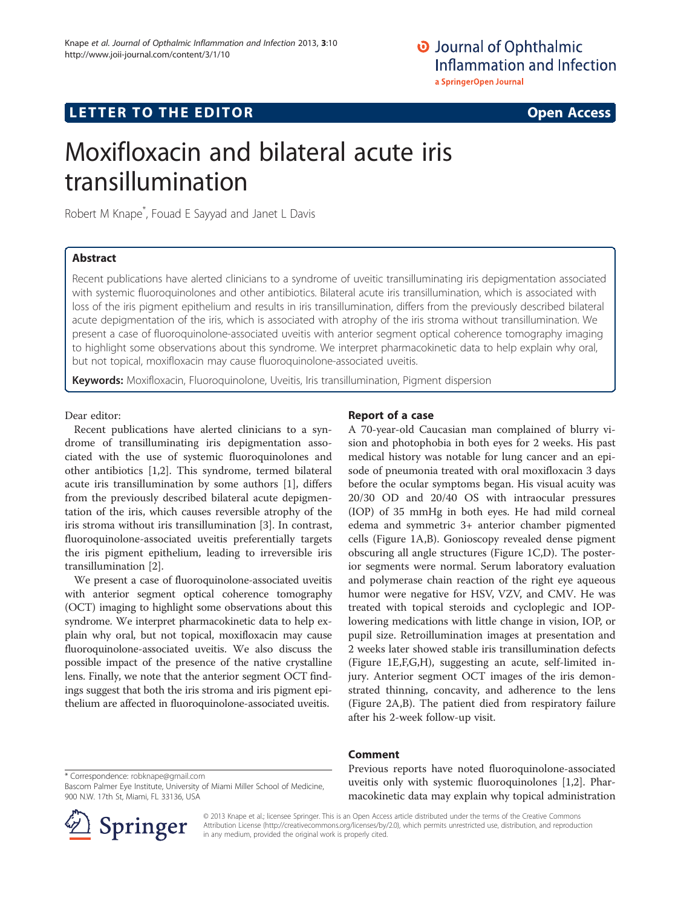LETTER TO THE EDITOR **Open Access**

# Moxifloxacin and bilateral acute iris transillumination

Robert M Knape*, Fouad E Sayyad and Janet L Davis

## Abstract

Recent publications have alerted clinicians to a syndrome of uveitic transilluminating iris depigmentation associated with systemic fluoroquinolones and other antibiotics. Bilateral acute iris transillumination, which is associated with loss of the iris pigment epithelium and results in iris transillumination, differs from the previously described bilateral acute depigmentation of the iris, which is associated with atrophy of the iris stroma without transillumination. We present a case of fluoroquinolone-associated uveitis with anterior segment optical coherence tomography imaging to highlight some observations about this syndrome. We interpret pharmacokinetic data to help explain why oral, but not topical, moxifloxacin may cause fluoroquinolone-associated uveitis.

**Keywords:** Moxifloxacin, Fluoroquinolone, Uveitis, Iris transillumination, Pigment dispersion

Dear editor:

Recent publications have alerted clinicians to a syndrome of transilluminating iris depigmentation associated with the use of systemic fluoroquinolones and other antibiotics [1,2]. This syndrome, termed bilateral acute iris transillumination by some authors [1], differs from the previously described bilateral acute depigmentation of the iris, which causes reversible atrophy of the iris stroma without iris transillumination [3]. In contrast, fluoroquinolone-associated uveitis preferentially targets the iris pigment epithelium, leading to irreversible iris transillumination [2].

We present a case of fluoroquinolone-associated uveitis with anterior segment optical coherence tomography (OCT) imaging to highlight some observations about this syndrome. We interpret pharmacokinetic data to help explain why oral, but not topical, moxifloxacin may cause fluoroquinolone-associated uveitis. We also discuss the possible impact of the presence of the native crystalline lens. Finally, we note that the anterior segment OCT findings suggest that both the iris stroma and iris pigment epithelium are affected in fluoroquinolone-associated uveitis.

## Report of a case

A 70-year-old Caucasian man complained of blurry vision and photophobia in both eyes for 2 weeks. His past medical history was notable for lung cancer and an episode of pneumonia treated with oral moxifloxacin 3 days before the ocular symptoms began. His visual acuity was 20/30 OD and 20/40 OS with intraocular pressures (IOP) of 35 mmHg in both eyes. He had mild corneal edema and symmetric 3+ anterior chamber pigmented cells (Figure 1A,B). Gonioscopy revealed dense pigment obscuring all angle structures (Figure 1C,D). The posterior segments were normal. Serum laboratory evaluation and polymerase chain reaction of the right eye aqueous humor were negative for HSV, VZV, and CMV. He was treated with topical steroids and cycloplegic and IOP-lowering medications with little change in vision, IOP, or pupil size. Retroillumination images at presentation and 2 weeks later showed stable iris transillumination defects (Figure 1E,F,G,H), suggesting an acute, self-limited injury. Anterior segment OCT images of the iris demonstrated thinning, concavity, and adherence to the lens (Figure 2A,B). The patient died from respiratory failure after his 2-week follow-up visit.

## Comment

Previous reports have noted fluoroquinolone-associated uveitis only with systemic fluoroquinolones [1,2]. Pharmacokinetic data may explain why topical administration

* Correspondence: robknape@gmail.com
Bascom Palmer Eye Institute, University of Miami Miller School of Medicine, 900 N.W. 17th St, Miami, FL 33136, USA

© 2013 Knape et al.; licensee Springer. This is an Open Access article distributed under the terms of the Creative Commons Attribution License (http://creativecommons.org/licenses/by/2.0), which permits unrestricted use, distribution, and reproduction in any medium, provided the original work is properly cited.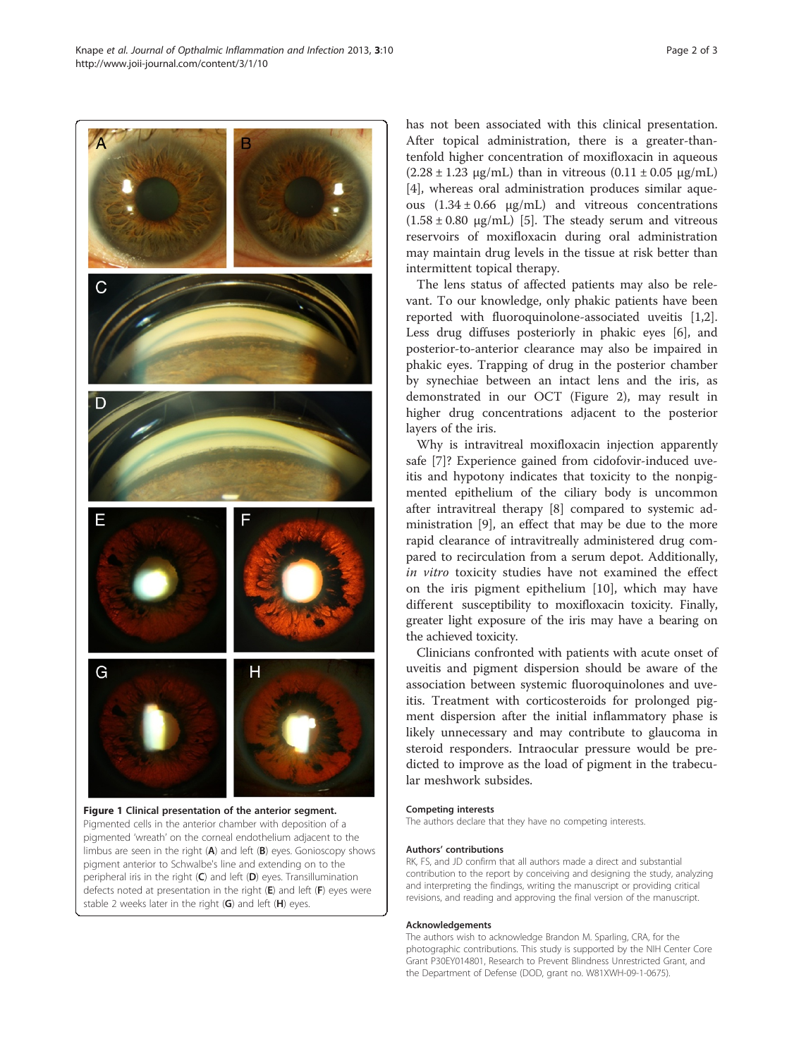**Figure 1 Clinical presentation of the anterior segment.** Pigmented cells in the anterior chamber with deposition of a pigmented 'wreath' on the corneal endothelium adjacent to the limbus are seen in the right (**A**) and left (**B**) eyes. Gonioscopy shows pigment anterior to Schwalbe's line and extending on to the peripheral iris in the right (**C**) and left (**D**) eyes. Transillumination defects noted at presentation in the right (**E**) and left (**F**) eyes were stable 2 weeks later in the right (**G**) and left (**H**) eyes.

has not been associated with this clinical presentation. After topical administration, there is a greater-than-tenfold higher concentration of moxifloxacin in aqueous (2.28 ± 1.23 μg/mL) than in vitreous (0.11 ± 0.05 μg/mL) [4], whereas oral administration produces similar aqueous (1.34 ± 0.66 μg/mL) and vitreous concentrations (1.58 ± 0.80 μg/mL) [5]. The steady serum and vitreous reservoirs of moxifloxacin during oral administration may maintain drug levels in the tissue at risk better than intermittent topical therapy.

The lens status of affected patients may also be relevant. To our knowledge, only phakic patients have been reported with fluoroquinolone-associated uveitis [1,2]. Less drug diffuses posteriorly in phakic eyes [6], and posterior-to-anterior clearance may also be impaired in phakic eyes. Trapping of drug in the posterior chamber by synechiae between an intact lens and the iris, as demonstrated in our OCT (Figure 2), may result in higher drug concentrations adjacent to the posterior layers of the iris.

Why is intravitreal moxifloxacin injection apparently safe [7]? Experience gained from cidofovir-induced uveitis and hypotony indicates that toxicity to the nonpigmented epithelium of the ciliary body is uncommon after intravitreal therapy [8] compared to systemic administration [9], an effect that may be due to the more rapid clearance of intravitreally administered drug compared to recirculation from a serum depot. Additionally, *in vitro* toxicity studies have not examined the effect on the iris pigment epithelium [10], which may have different susceptibility to moxifloxacin toxicity. Finally, greater light exposure of the iris may have a bearing on the achieved toxicity.

Clinicians confronted with patients with acute onset of uveitis and pigment dispersion should be aware of the association between systemic fluoroquinolones and uveitis. Treatment with corticosteroids for prolonged pigment dispersion after the initial inflammatory phase is likely unnecessary and may contribute to glaucoma in steroid responders. Intraocular pressure would be predicted to improve as the load of pigment in the trabecular meshwork subsides.

### Competing interests

The authors declare that they have no competing interests.

### Authors' contributions

RK, FS, and JD confirm that all authors made a direct and substantial contribution to the report by conceiving and designing the study, analyzing and interpreting the findings, writing the manuscript or providing critical revisions, and reading and approving the final version of the manuscript.

### Acknowledgements

The authors wish to acknowledge Brandon M. Sparling, CRA, for the photographic contributions. This study is supported by the NIH Center Core Grant P30EY014801, Research to Prevent Blindness Unrestricted Grant, and the Department of Defense (DOD, grant no. W81XWH-09-1-0675).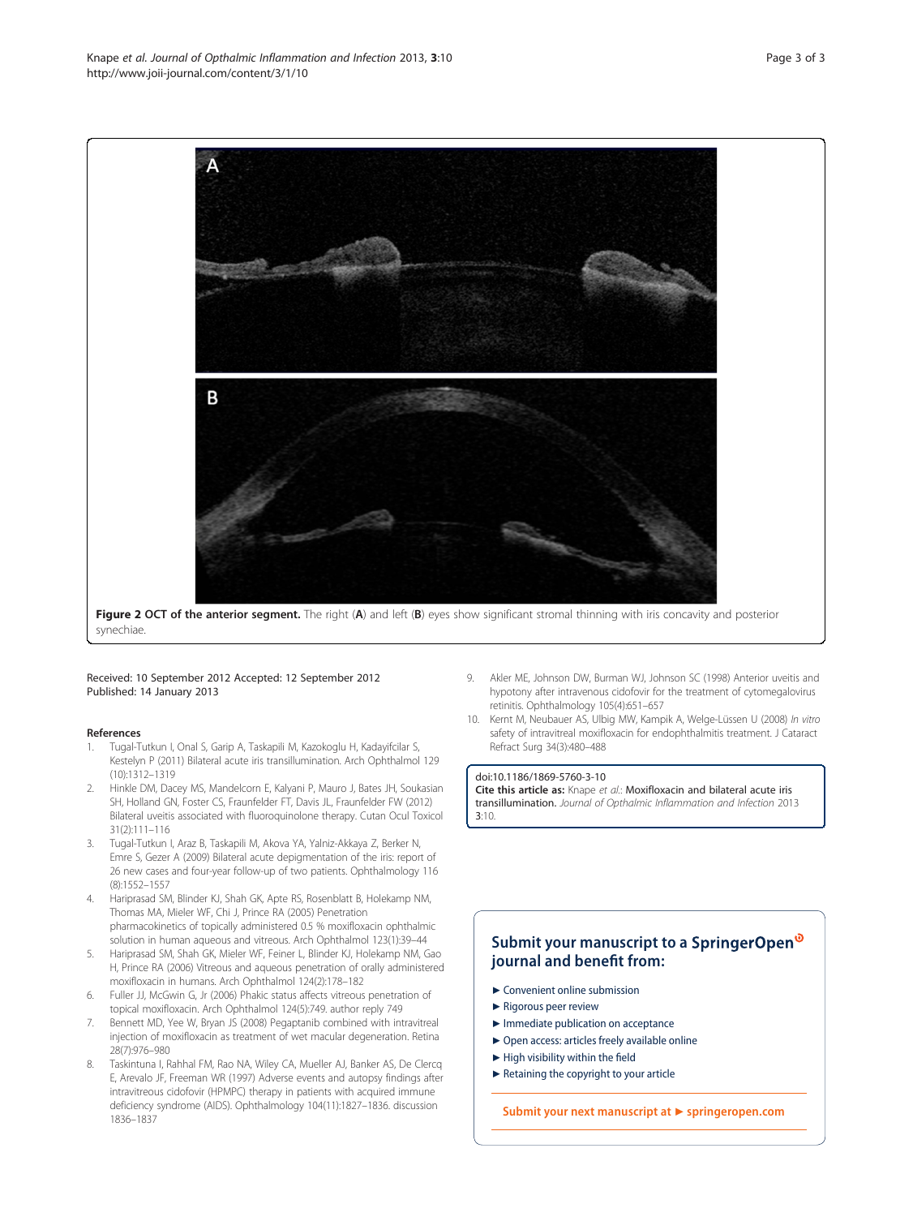A

B

**Figure 2 OCT of the anterior segment.** The right (**A**) and left (**B**) eyes show significant stromal thinning with iris concavity and posterior synechiae.

Received: 10 September 2012 Accepted: 12 September 2012
Published: 14 January 2013

## References

1. Tugal-Tutkun I, Onal S, Garip A, Taskapili M, Kazokoglu H, Kadayifcilar S, Kestelyn P (2011) Bilateral acute iris transillumination. Arch Ophthalmol 129 (10):1312–1319
2. Hinkle DM, Dacey MS, Mandelcorn E, Kalyani P, Mauro J, Bates JH, Soukasian SH, Holland GN, Foster CS, Fraunfelder FT, Davis JL, Fraunfelder FW (2012) Bilateral uveitis associated with fluoroquinolone therapy. Cutan Ocul Toxicol 31(2):111–116
3. Tugal-Tutkun I, Araz B, Taskapili M, Akova YA, Yalniz-Akkaya Z, Berker N, Emre S, Gezer A (2009) Bilateral acute depigmentation of the iris: report of 26 new cases and four-year follow-up of two patients. Ophthalmology 116 (8):1552–1557
4. Hariprasad SM, Blinder KJ, Shah GK, Apte RS, Rosenblatt B, Holekamp NM, Thomas MA, Mieler WF, Chi J, Prince RA (2005) Penetration pharmacokinetics of topically administered 0.5 % moxifloxacin ophthalmic solution in human aqueous and vitreous. Arch Ophthalmol 123(1):39–44
5. Hariprasad SM, Shah GK, Mieler WF, Feiner L, Blinder KJ, Holekamp NM, Gao H, Prince RA (2006) Vitreous and aqueous penetration of orally administered moxifloxacin in humans. Arch Ophthalmol 124(2):178–182
6. Fuller JJ, McGwin G, Jr (2006) Phakic status affects vitreous penetration of topical moxifloxacin. Arch Ophthalmol 124(5):749. author reply 749
7. Bennett MD, Yee W, Bryan JS (2008) Pegaptanib combined with intravitreal injection of moxifloxacin as treatment of wet macular degeneration. Retina 28(7):976–980
8. Taskintuna I, Rahhal FM, Rao NA, Wiley CA, Mueller AJ, Banker AS, De Clercq E, Arevalo JF, Freeman WR (1997) Adverse events and autopsy findings after intravitreous cidofovir (HPMPC) therapy in patients with acquired immune deficiency syndrome (AIDS). Ophthalmology 104(11):1827–1836. discussion 1836–1837
9. Akler ME, Johnson DW, Burman WJ, Johnson SC (1998) Anterior uveitis and hypotony after intravenous cidofovir for the treatment of cytomegalovirus retinitis. Ophthalmology 105(4):651–657
10. Kernt M, Neubauer AS, Ulbig MW, Kampik A, Welge-Lüssen U (2008) *In vitro* safety of intravitreal moxifloxacin for endophthalmitis treatment. J Cataract Refract Surg 34(3):480–488

doi:10.1186/1869-5760-3-10
**Cite this article as:** Knape *et al.*: Moxifloxacin and bilateral acute iris transillumination. *Journal of Opthalmic Inflammation and Infection* 2013 3:10.

**Submit your manuscript to a SpringerOpen journal and benefit from:**

- ► Convenient online submission
- ► Rigorous peer review
- ► Immediate publication on acceptance
- ► Open access: articles freely available online
- ► High visibility within the field
- ► Retaining the copyright to your article

**Submit your next manuscript at ► springeropen.com**